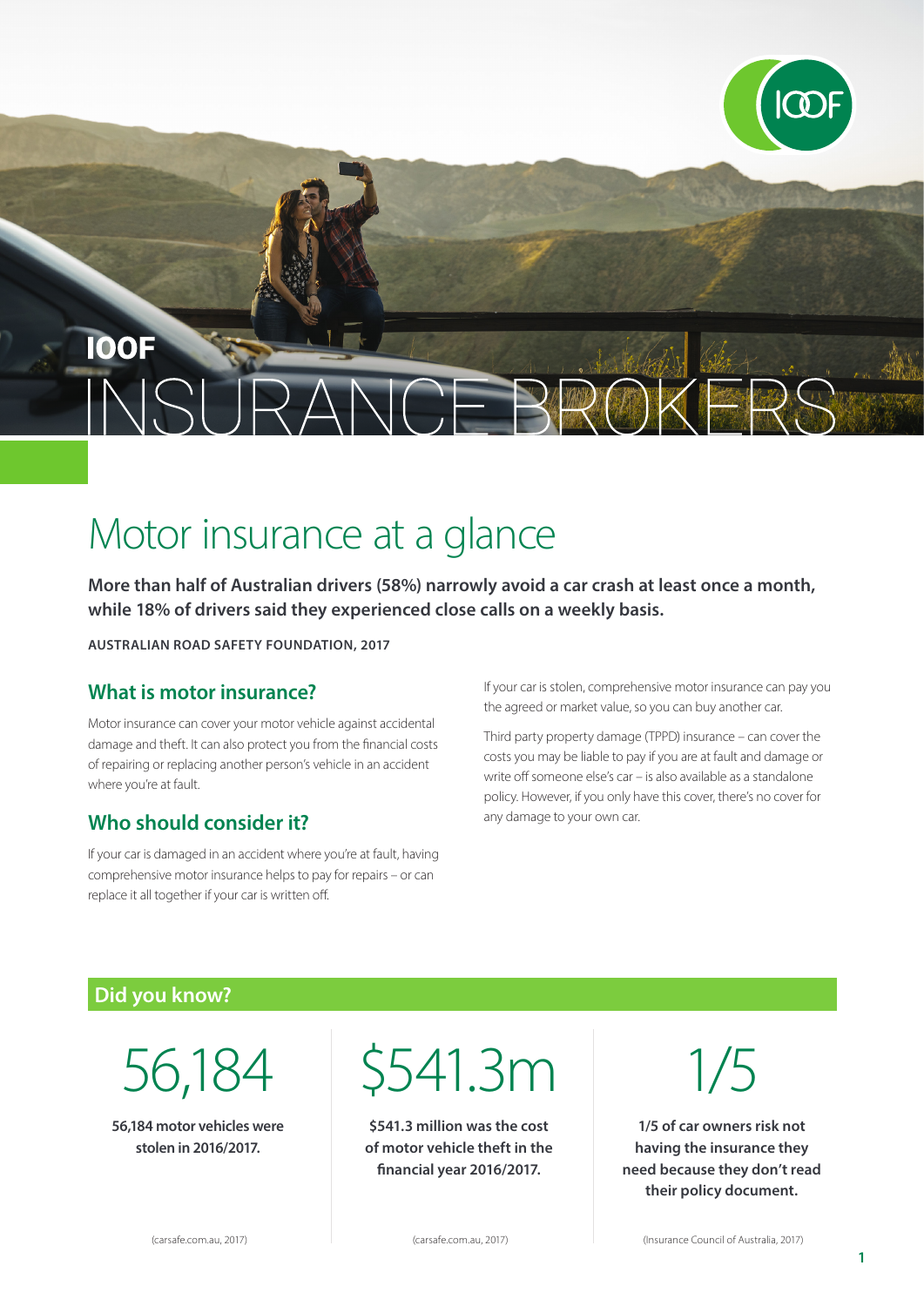IOOF

INSURANCE BROKERS

# Motor insurance at a glance

**More than half of Australian drivers (58%) narrowly avoid a car crash at least once a month, while 18% of drivers said they experienced close calls on a weekly basis.**

**AUSTRALIAN ROAD SAFETY FOUNDATION, 2017**

## What is motor insurance?

Motor insurance can cover your motor vehicle against accidental damage and theft. It can also protect you from the financial costs of repairing or replacing another person's vehicle in an accident where you're at fault.

## Who should consider it?

If your car is damaged in an accident where you're at fault, having comprehensive motor insurance helps to pay for repairs – or can replace it all together if your car is written off.

If your car is stolen, comprehensive motor insurance can pay you the agreed or market value, so you can buy another car.

Third party property damage (TPPD) insurance – can cover the costs you may be liable to pay if you are at fault and damage or write off someone else's car – is also available as a standalone policy. However, if you only have this cover, there's no cover for any damage to your own car.

## Did you know?

56,184

**56,184 motor vehicles were stolen in 2016/2017.**

(carsafe.com.au, 2017)

$541.3m

**$541.3 million was the cost of motor vehicle theft in the financial year 2016/2017.**

(carsafe.com.au, 2017)

1/5

**1/5 of car owners risk not having the insurance they need because they don't read their policy document.**

(Insurance Council of Australia, 2017)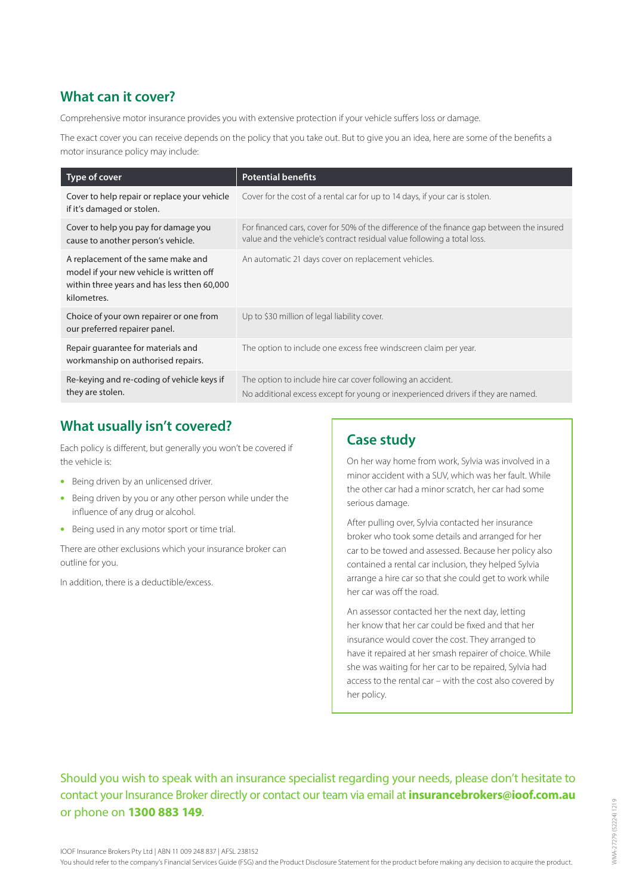## What can it cover?

Comprehensive motor insurance provides you with extensive protection if your vehicle suffers loss or damage.

The exact cover you can receive depends on the policy that you take out. But to give you an idea, here are some of the benefits a motor insurance policy may include:

| Type of cover | Potential benefits |
|---|---|
| Cover to help repair or replace your vehicle if it's damaged or stolen. | Cover for the cost of a rental car for up to 14 days, if your car is stolen. |
| Cover to help you pay for damage you cause to another person's vehicle. | For financed cars, cover for 50% of the difference of the finance gap between the insured value and the vehicle's contract residual value following a total loss. |
| A replacement of the same make and model if your new vehicle is written off within three years and has less then 60,000 kilometres. | An automatic 21 days cover on replacement vehicles. |
| Choice of your own repairer or one from our preferred repairer panel. | Up to $30 million of legal liability cover. |
| Repair guarantee for materials and workmanship on authorised repairs. | The option to include one excess free windscreen claim per year. |
| Re-keying and re-coding of vehicle keys if they are stolen. | The option to include hire car cover following an accident.<br>No additional excess except for young or inexperienced drivers if they are named. |

## What usually isn't covered?

Each policy is different, but generally you won't be covered if the vehicle is:

- Being driven by an unlicensed driver.
- Being driven by you or any other person while under the influence of any drug or alcohol.
- Being used in any motor sport or time trial.

There are other exclusions which your insurance broker can outline for you.

In addition, there is a deductible/excess.

## Case study

On her way home from work, Sylvia was involved in a minor accident with a SUV, which was her fault. While the other car had a minor scratch, her car had some serious damage.

After pulling over, Sylvia contacted her insurance broker who took some details and arranged for her car to be towed and assessed. Because her policy also contained a rental car inclusion, they helped Sylvia arrange a hire car so that she could get to work while her car was off the road.

An assessor contacted her the next day, letting her know that her car could be fixed and that her insurance would cover the cost. They arranged to have it repaired at her smash repairer of choice. While she was waiting for her car to be repaired, Sylvia had access to the rental car – with the cost also covered by her policy.

Should you wish to speak with an insurance specialist regarding your needs, please don't hesitate to contact your Insurance Broker directly or contact our team via email at **insurancebrokers@ioof.com.au** or phone on **1300 883 149**.

IOOF Insurance Brokers Pty Ltd | ABN 11 009 248 837 | AFSL 238152

You should refer to the company's Financial Services Guide (FSG) and the Product Disclosure Statement for the product before making any decision to acquire the product.

WMA-27279 (52224) 1219